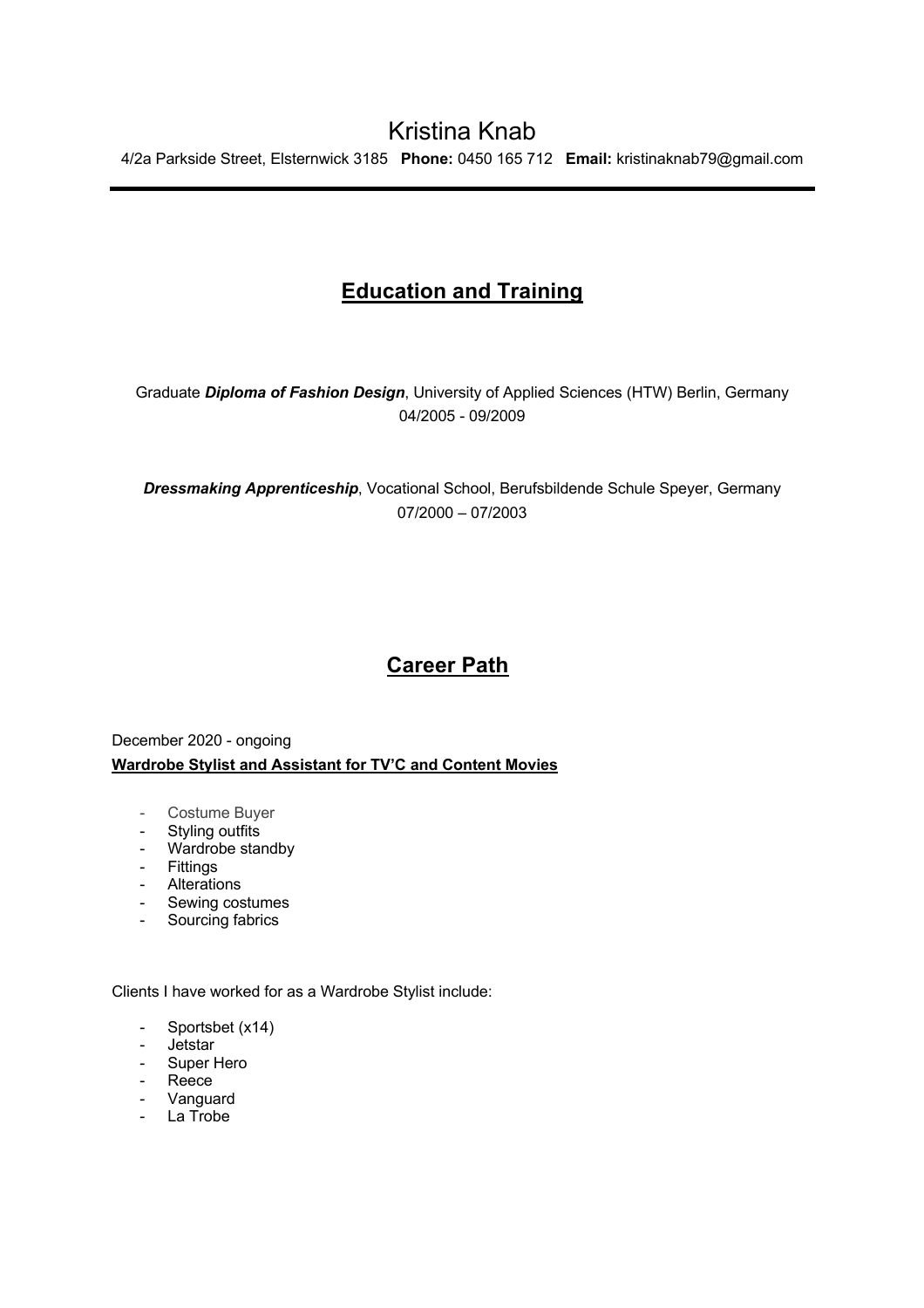# Kristina Knab

4/2a Parkside Street, Elsternwick 3185 **Phone:** 0450 165 712 **Email:** kristinaknab79@gmail.com

---

## Education and Training

Graduate ***Diploma of Fashion Design***, University of Applied Sciences (HTW) Berlin, Germany
04/2005 - 09/2009

***Dressmaking Apprenticeship***, Vocational School, Berufsbildende Schule Speyer, Germany
07/2000 – 07/2003

## Career Path

December 2020 - ongoing

**Wardrobe Stylist and Assistant for TV'C and Content Movies**

- Costume Buyer
- Styling outfits
- Wardrobe standby
- Fittings
- Alterations
- Sewing costumes
- Sourcing fabrics

Clients I have worked for as a Wardrobe Stylist include:

- Sportsbet (x14)
- Jetstar
- Super Hero
- Reece
- Vanguard
- La Trobe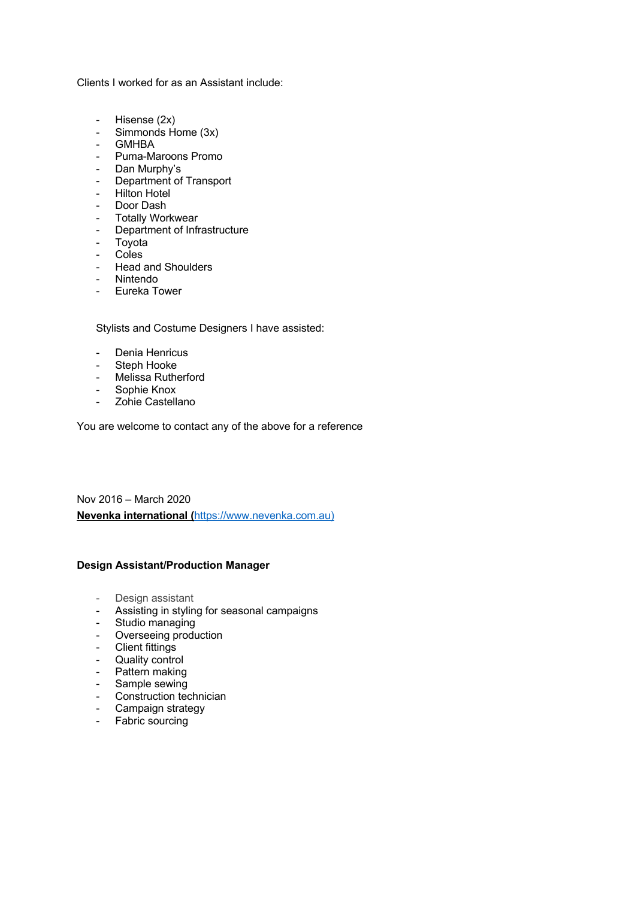Clients I worked for as an Assistant include:

- Hisense (2x)
- Simmonds Home (3x)
- GMHBA
- Puma-Maroons Promo
- Dan Murphy's
- Department of Transport
- Hilton Hotel
- Door Dash
- Totally Workwear
- Department of Infrastructure
- Toyota
- Coles
- Head and Shoulders
- Nintendo
- Eureka Tower

Stylists and Costume Designers I have assisted:

- Denia Henricus
- Steph Hooke
- Melissa Rutherford
- Sophie Knox
- Zohie Castellano

You are welcome to contact any of the above for a reference

Nov 2016 – March 2020

**Nevenka international (**https://www.nevenka.com.au)

**Design Assistant/Production Manager**

- Design assistant
- Assisting in styling for seasonal campaigns
- Studio managing
- Overseeing production
- Client fittings
- Quality control
- Pattern making
- Sample sewing
- Construction technician
- Campaign strategy
- Fabric sourcing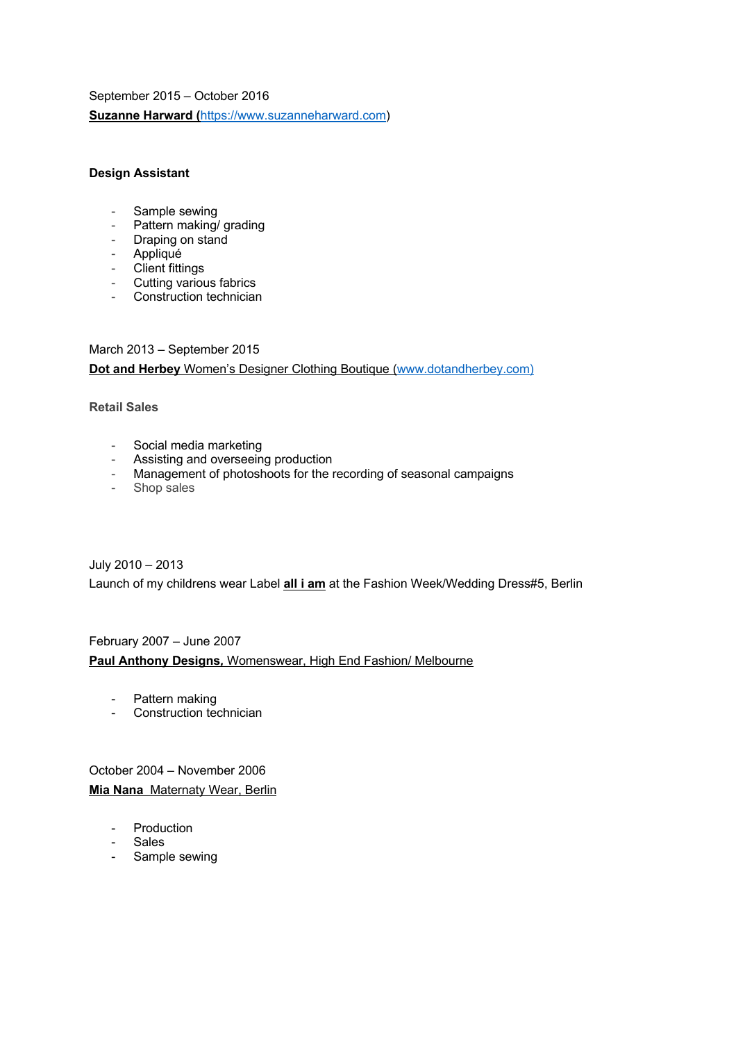September 2015 – October 2016

**Suzanne Harward (**[https://www.suzanneharward.com](https://www.suzanneharward.com))

**Design Assistant**

- Sample sewing
- Pattern making/ grading
- Draping on stand
- Appliqué
- Client fittings
- Cutting various fabrics
- Construction technician

March 2013 – September 2015

**Dot and Herbey** Women's Designer Clothing Boutique ([www.dotandherbey.com](www.dotandherbey.com))

**Retail Sales**

- Social media marketing
- Assisting and overseeing production
- Management of photoshoots for the recording of seasonal campaigns
- Shop sales

July 2010 – 2013

Launch of my childrens wear Label **all i am** at the Fashion Week/Wedding Dress#5, Berlin

February 2007 – June 2007

**Paul Anthony Designs,** Womenswear, High End Fashion/ Melbourne

- Pattern making
- Construction technician

October 2004 – November 2006

**Mia Nana** Maternaty Wear, Berlin

- Production
- Sales
- Sample sewing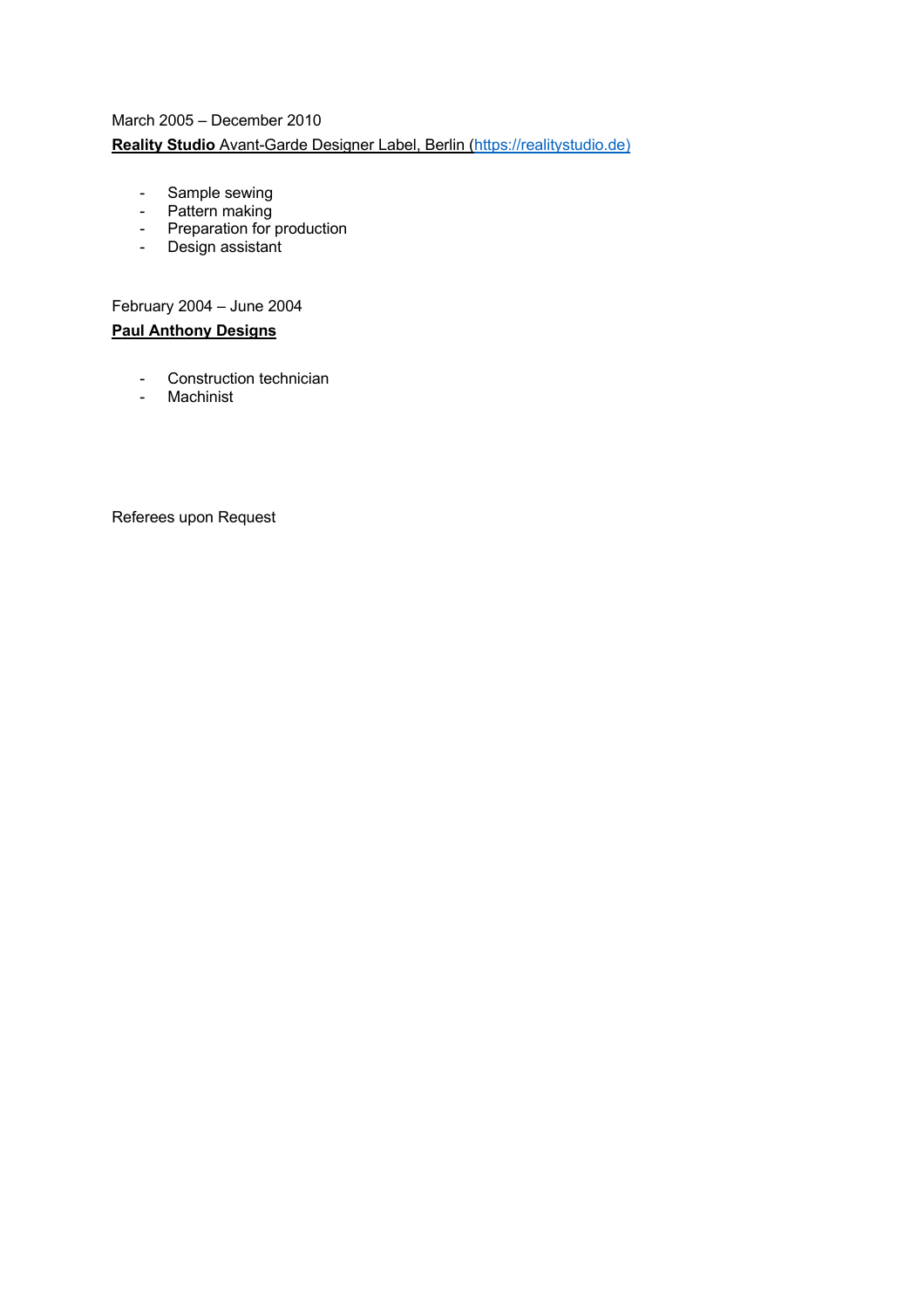March 2005 – December 2010

**Reality Studio** Avant-Garde Designer Label, Berlin (https://realitystudio.de)

- Sample sewing
- Pattern making
- Preparation for production
- Design assistant

February 2004 – June 2004

**Paul Anthony Designs**

- Construction technician
- Machinist

Referees upon Request